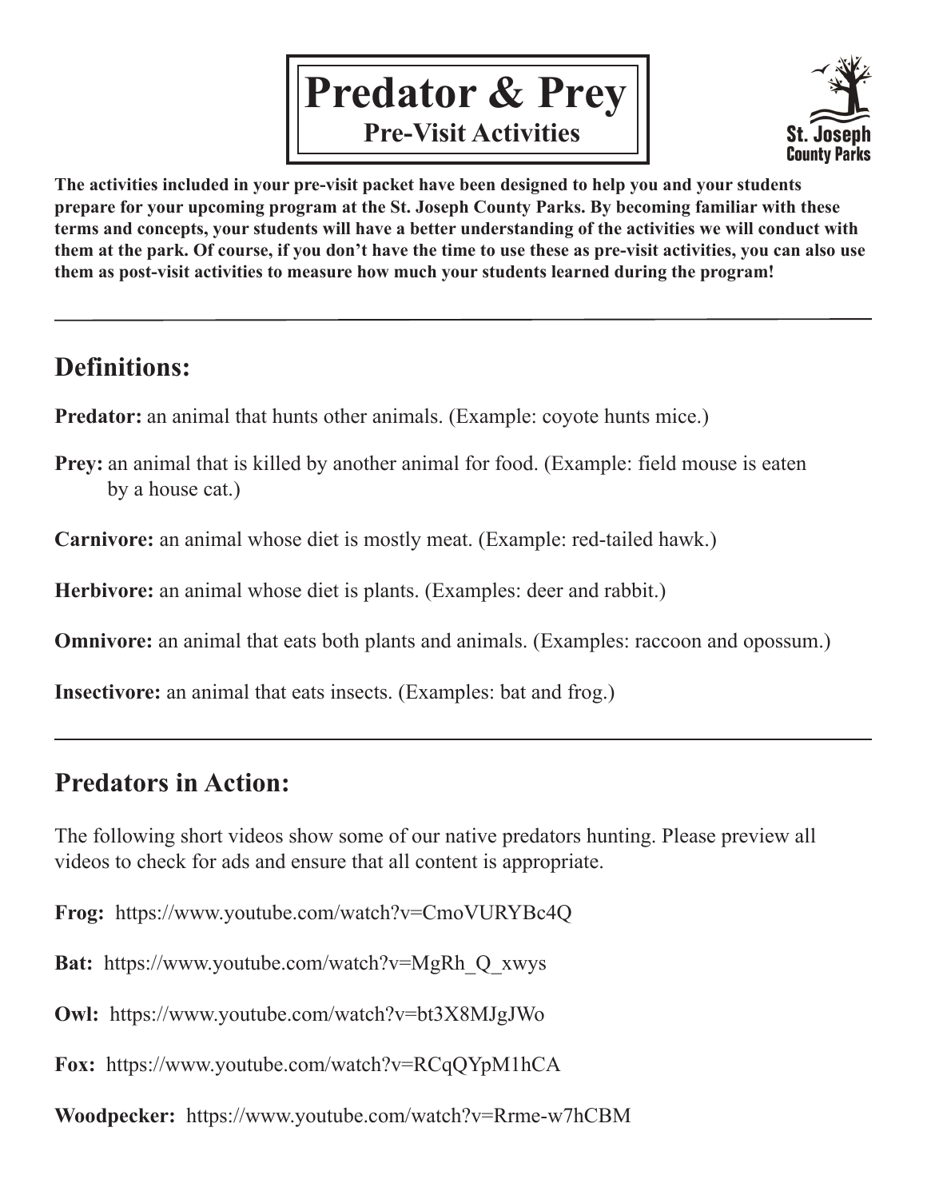# Predator & Prey

## Pre-Visit Activities

St. Joseph County Parks

**The activities included in your pre-visit packet have been designed to help you and your students prepare for your upcoming program at the St. Joseph County Parks. By becoming familiar with these terms and concepts, your students will have a better understanding of the activities we will conduct with them at the park. Of course, if you don't have the time to use these as pre-visit activities, you can also use them as post-visit activities to measure how much your students learned during the program!**

---

## Definitions:

**Predator:** an animal that hunts other animals. (Example: coyote hunts mice.)

**Prey:** an animal that is killed by another animal for food. (Example: field mouse is eaten by a house cat.)

**Carnivore:** an animal whose diet is mostly meat. (Example: red-tailed hawk.)

**Herbivore:** an animal whose diet is plants. (Examples: deer and rabbit.)

**Omnivore:** an animal that eats both plants and animals. (Examples: raccoon and opossum.)

**Insectivore:** an animal that eats insects. (Examples: bat and frog.)

---

## Predators in Action:

The following short videos show some of our native predators hunting. Please preview all videos to check for ads and ensure that all content is appropriate.

**Frog:** https://www.youtube.com/watch?v=CmoVURYBc4Q

**Bat:** https://www.youtube.com/watch?v=MgRh_Q_xwys

**Owl:** https://www.youtube.com/watch?v=bt3X8MJgJWo

**Fox:** https://www.youtube.com/watch?v=RCqQYpM1hCA

**Woodpecker:** https://www.youtube.com/watch?v=Rrme-w7hCBM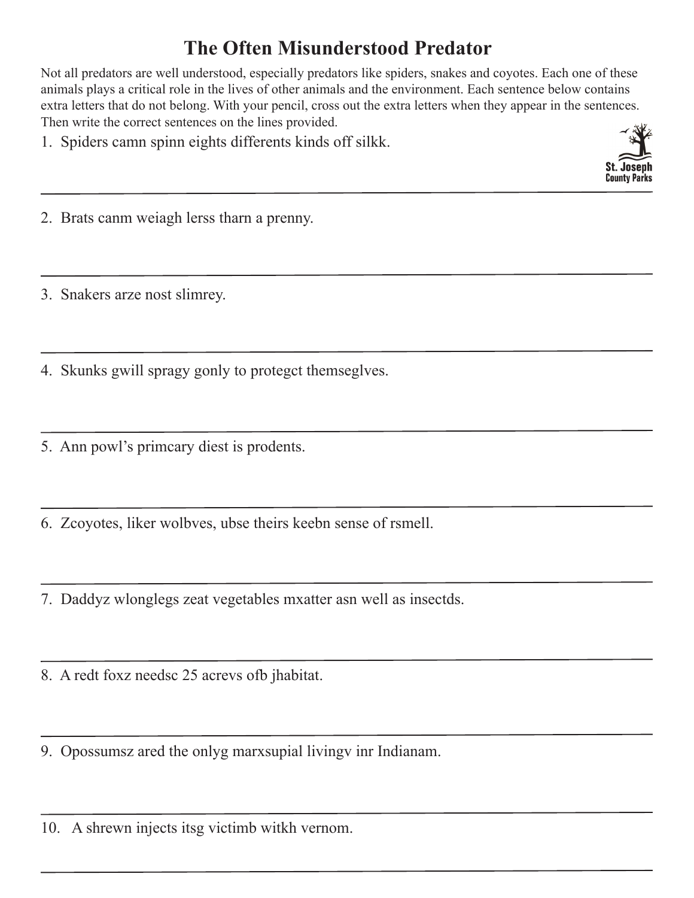# The Often Misunderstood Predator

Not all predators are well understood, especially predators like spiders, snakes and coyotes. Each one of these animals plays a critical role in the lives of other animals and the environment. Each sentence below contains extra letters that do not belong. With your pencil, cross out the extra letters when they appear in the sentences. Then write the correct sentences on the lines provided.

St. Joseph County Parks

1. Spiders camn spinn eights differents kinds off silkk.

_______________________________________________

2. Brats canm weiagh lerss tharn a prenny.

_______________________________________________

3. Snakers arze nost slimrey.

_______________________________________________

4. Skunks gwill spragy gonly to protegct themseglves.

_______________________________________________

5. Ann powl's primcary diest is prodents.

_______________________________________________

6. Zcoyotes, liker wolbves, ubse theirs keebn sense of rsmell.

_______________________________________________

7. Daddyz wlonglegs zeat vegetables mxatter asn well as insectds.

_______________________________________________

8. A redt foxz needsc 25 acrevs ofb jhabitat.

_______________________________________________

9. Opossumsz ared the onlyg marxsupial livingv inr Indianam.

_______________________________________________

10. A shrewn injects itsg victimb witkh vernom.

_______________________________________________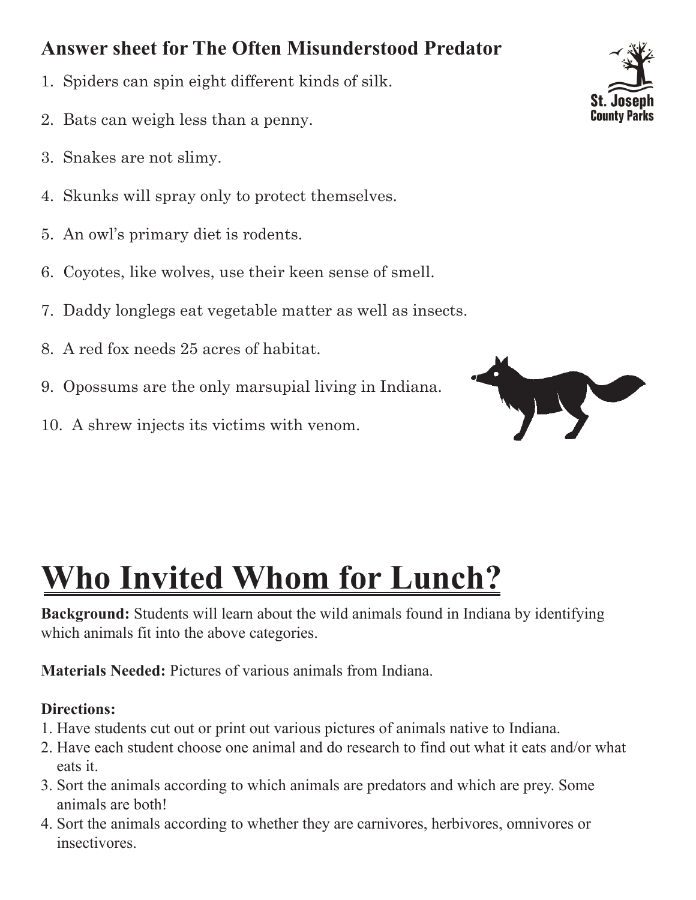## Answer sheet for The Often Misunderstood Predator

1. Spiders can spin eight different kinds of silk.
2. Bats can weigh less than a penny.
3. Snakes are not slimy.
4. Skunks will spray only to protect themselves.
5. An owl's primary diet is rodents.
6. Coyotes, like wolves, use their keen sense of smell.
7. Daddy longlegs eat vegetable matter as well as insects.
8. A red fox needs 25 acres of habitat.
9. Opossums are the only marsupial living in Indiana.
10. A shrew injects its victims with venom.

# Who Invited Whom for Lunch?

**Background:** Students will learn about the wild animals found in Indiana by identifying which animals fit into the above categories.

**Materials Needed:** Pictures of various animals from Indiana.

**Directions:**

1. Have students cut out or print out various pictures of animals native to Indiana.
2. Have each student choose one animal and do research to find out what it eats and/or what eats it.
3. Sort the animals according to which animals are predators and which are prey. Some animals are both!
4. Sort the animals according to whether they are carnivores, herbivores, omnivores or insectivores.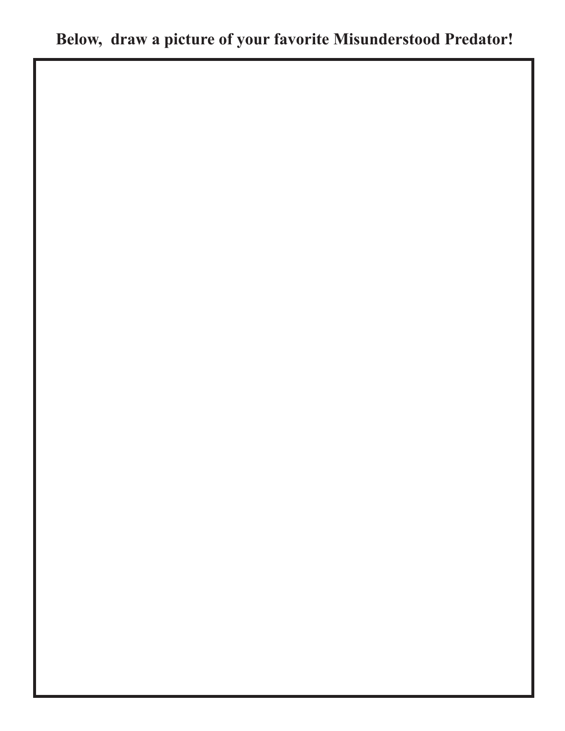**Below, draw a picture of your favorite Misunderstood Predator!**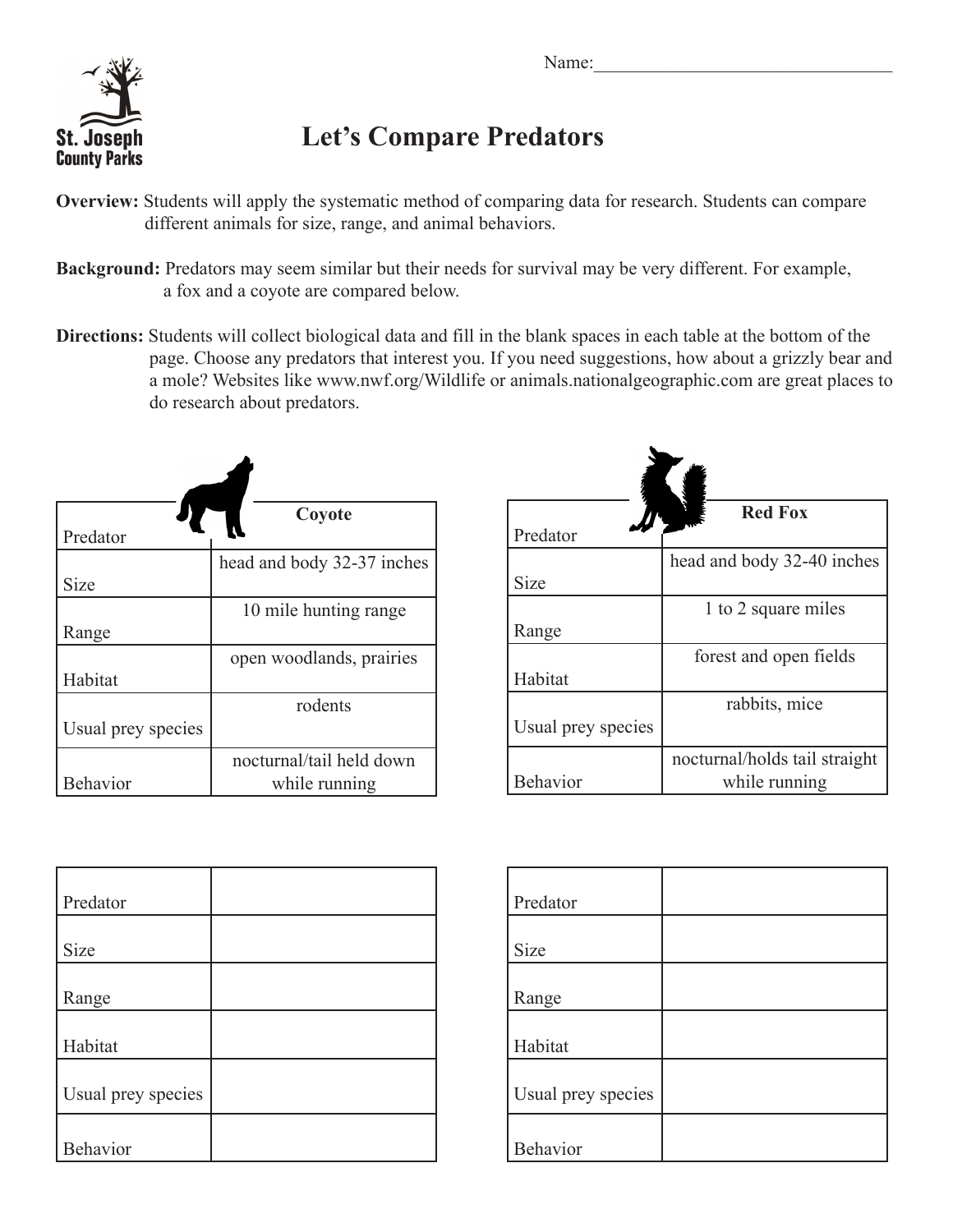Name:________________________________

St. Joseph County Parks

# Let's Compare Predators

**Overview:** Students will apply the systematic method of comparing data for research. Students can compare different animals for size, range, and animal behaviors.

**Background:** Predators may seem similar but their needs for survival may be very different. For example, a fox and a coyote are compared below.

**Directions:** Students will collect biological data and fill in the blank spaces in each table at the bottom of the page. Choose any predators that interest you. If you need suggestions, how about a grizzly bear and a mole? Websites like www.nwf.org/Wildlife or animals.nationalgeographic.com are great places to do research about predators.

| Predator | **Coyote** |
|---|---|
| Size | head and body 32-37 inches |
| Range | 10 mile hunting range |
| Habitat | open woodlands, prairies |
| Usual prey species | rodents |
| Behavior | nocturnal/tail held down while running |

| Predator | **Red Fox** |
|---|---|
| Size | head and body 32-40 inches |
| Range | 1 to 2 square miles |
| Habitat | forest and open fields |
| Usual prey species | rabbits, mice |
| Behavior | nocturnal/holds tail straight while running |

| Predator | |
|---|---|
| Size | |
| Range | |
| Habitat | |
| Usual prey species | |
| Behavior | |

| Predator | |
|---|---|
| Size | |
| Range | |
| Habitat | |
| Usual prey species | |
| Behavior | |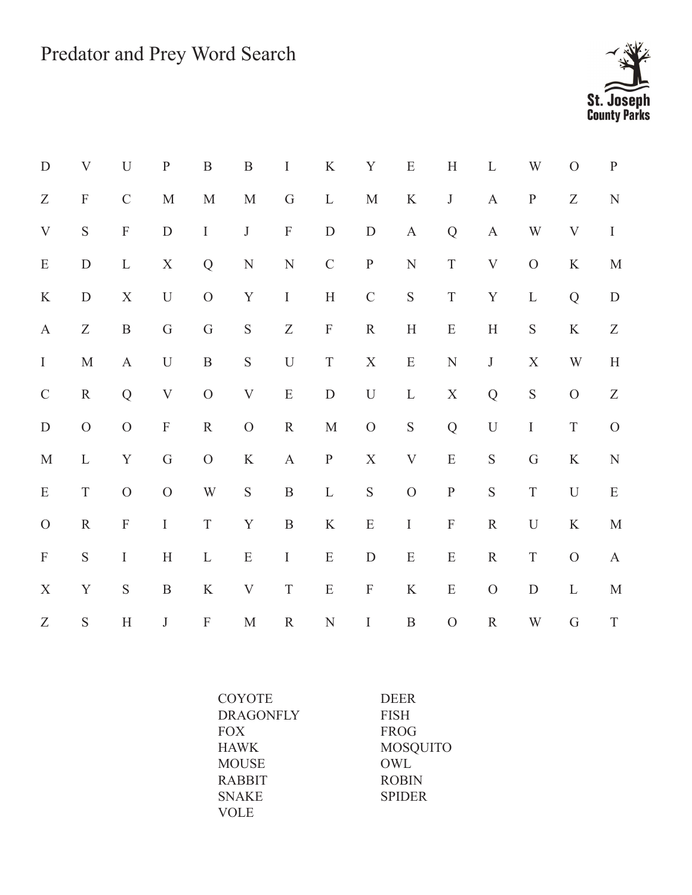# Predator and Prey Word Search

St. Joseph County Parks

| | | | | | | | | | | | | | | |
|---|---|---|---|---|---|---|---|---|---|---|---|---|---|---|
| D | V | U | P | B | B | I | K | Y | E | H | L | W | O | P |
| Z | F | C | M | M | M | G | L | M | K | J | A | P | Z | N |
| V | S | F | D | I | J | F | D | D | A | Q | A | W | V | I |
| E | D | L | X | Q | N | N | C | P | N | T | V | O | K | M |
| K | D | X | U | O | Y | I | H | C | S | T | Y | L | Q | D |
| A | Z | B | G | G | S | Z | F | R | H | E | H | S | K | Z |
| I | M | A | U | B | S | U | T | X | E | N | J | X | W | H |
| C | R | Q | V | O | V | E | D | U | L | X | Q | S | O | Z |
| D | O | O | F | R | O | R | M | O | S | Q | U | I | T | O |
| M | L | Y | G | O | K | A | P | X | V | E | S | G | K | N |
| E | T | O | O | W | S | B | L | S | O | P | S | T | U | E |
| O | R | F | I | T | Y | B | K | E | I | F | R | U | K | M |
| F | S | I | H | L | E | I | E | D | E | E | R | T | O | A |
| X | Y | S | B | K | V | T | E | F | K | E | O | D | L | M |
| Z | S | H | J | F | M | R | N | I | B | O | R | W | G | T |

COYOTE
DRAGONFLY
FOX
HAWK
MOUSE
RABBIT
SNAKE
VOLE
DEER
FISH
FROG
MOSQUITO
OWL
ROBIN
SPIDER